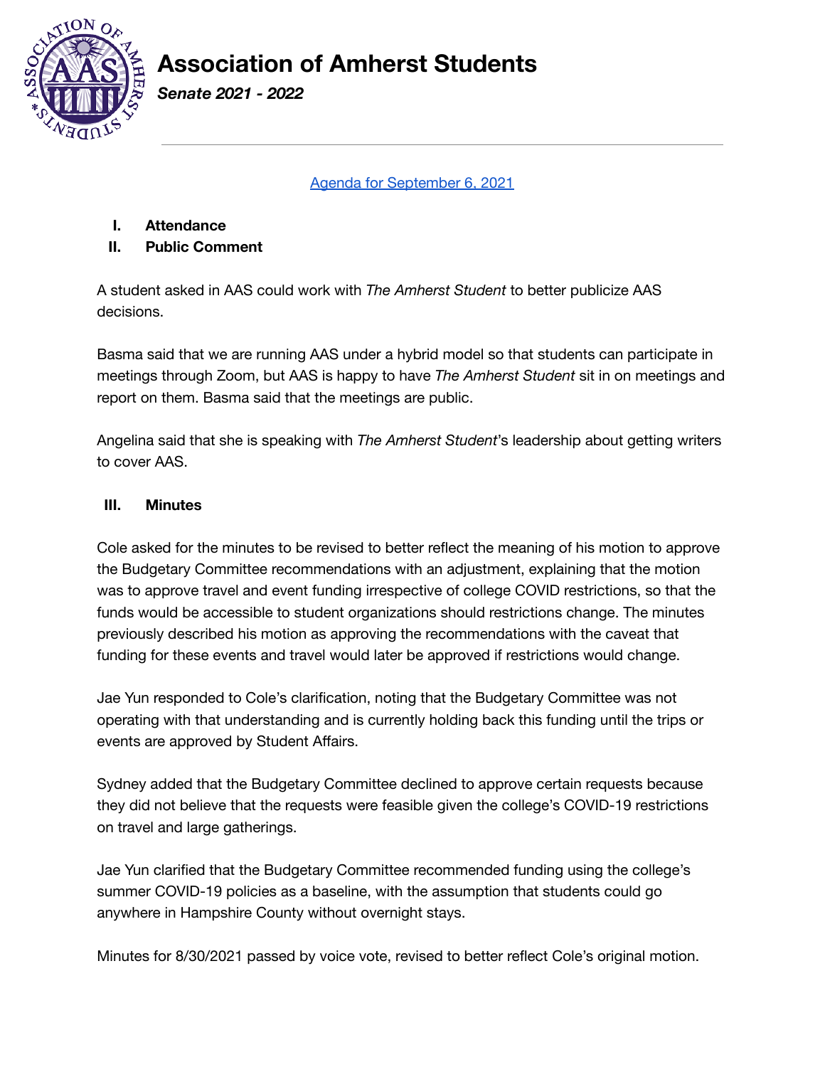# Association of Amherst Students

***Senate 2021 - 2022***

[Agenda for September 6, 2021](#)

**I. Attendance**

**II. Public Comment**

A student asked in AAS could work with *The Amherst Student* to better publicize AAS decisions.

Basma said that we are running AAS under a hybrid model so that students can participate in meetings through Zoom, but AAS is happy to have *The Amherst Student* sit in on meetings and report on them. Basma said that the meetings are public.

Angelina said that she is speaking with *The Amherst Student*'s leadership about getting writers to cover AAS.

**III. Minutes**

Cole asked for the minutes to be revised to better reflect the meaning of his motion to approve the Budgetary Committee recommendations with an adjustment, explaining that the motion was to approve travel and event funding irrespective of college COVID restrictions, so that the funds would be accessible to student organizations should restrictions change. The minutes previously described his motion as approving the recommendations with the caveat that funding for these events and travel would later be approved if restrictions would change.

Jae Yun responded to Cole's clarification, noting that the Budgetary Committee was not operating with that understanding and is currently holding back this funding until the trips or events are approved by Student Affairs.

Sydney added that the Budgetary Committee declined to approve certain requests because they did not believe that the requests were feasible given the college's COVID-19 restrictions on travel and large gatherings.

Jae Yun clarified that the Budgetary Committee recommended funding using the college's summer COVID-19 policies as a baseline, with the assumption that students could go anywhere in Hampshire County without overnight stays.

Minutes for 8/30/2021 passed by voice vote, revised to better reflect Cole's original motion.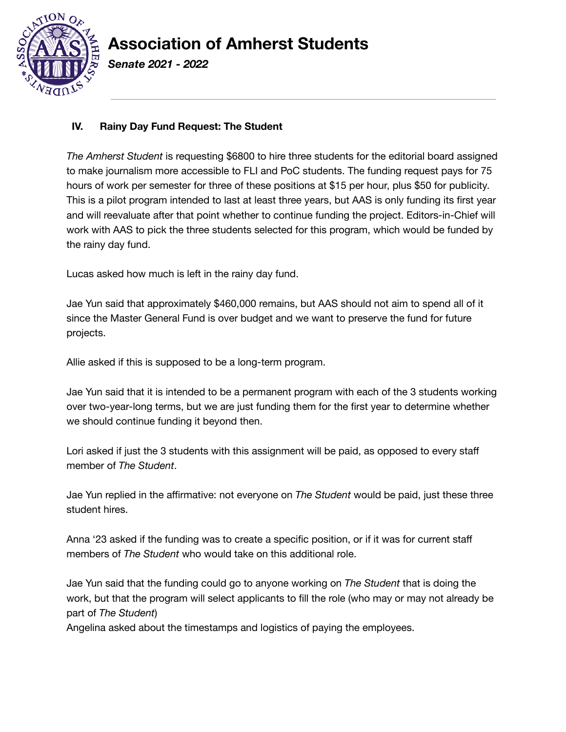### IV. Rainy Day Fund Request: The Student

*The Amherst Student* is requesting $6800 to hire three students for the editorial board assigned to make journalism more accessible to FLI and PoC students. The funding request pays for 75 hours of work per semester for three of these positions at $15 per hour, plus $50 for publicity. This is a pilot program intended to last at least three years, but AAS is only funding its first year and will reevaluate after that point whether to continue funding the project. Editors-in-Chief will work with AAS to pick the three students selected for this program, which would be funded by the rainy day fund.

Lucas asked how much is left in the rainy day fund.

Jae Yun said that approximately $460,000 remains, but AAS should not aim to spend all of it since the Master General Fund is over budget and we want to preserve the fund for future projects.

Allie asked if this is supposed to be a long-term program.

Jae Yun said that it is intended to be a permanent program with each of the 3 students working over two-year-long terms, but we are just funding them for the first year to determine whether we should continue funding it beyond then.

Lori asked if just the 3 students with this assignment will be paid, as opposed to every staff member of *The Student*.

Jae Yun replied in the affirmative: not everyone on *The Student* would be paid, just these three student hires.

Anna '23 asked if the funding was to create a specific position, or if it was for current staff members of *The Student* who would take on this additional role.

Jae Yun said that the funding could go to anyone working on *The Student* that is doing the work, but that the program will select applicants to fill the role (who may or may not already be part of *The Student*)

Angelina asked about the timestamps and logistics of paying the employees.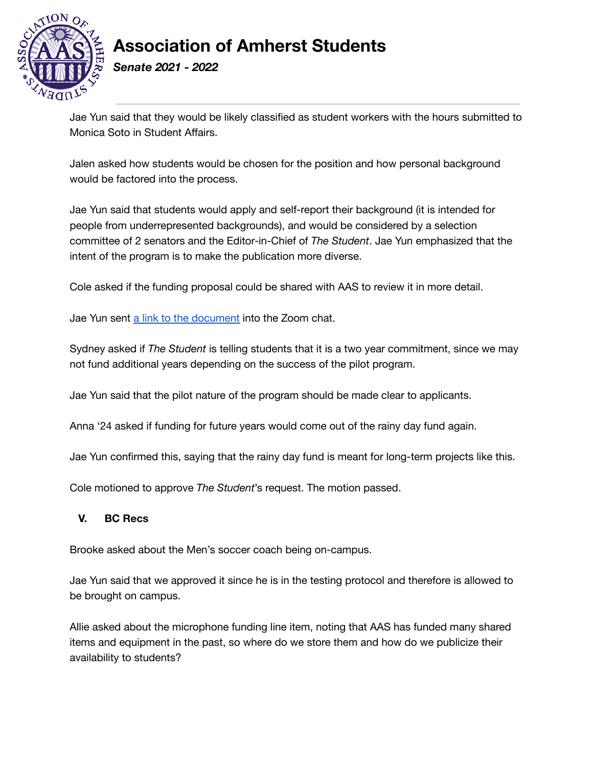Jae Yun said that they would be likely classified as student workers with the hours submitted to Monica Soto in Student Affairs.

Jalen asked how students would be chosen for the position and how personal background would be factored into the process.

Jae Yun said that students would apply and self-report their background (it is intended for people from underrepresented backgrounds), and would be considered by a selection committee of 2 senators and the Editor-in-Chief of *The Student*. Jae Yun emphasized that the intent of the program is to make the publication more diverse.

Cole asked if the funding proposal could be shared with AAS to review it in more detail.

Jae Yun sent a link to the document into the Zoom chat.

Sydney asked if *The Student* is telling students that it is a two year commitment, since we may not fund additional years depending on the success of the pilot program.

Jae Yun said that the pilot nature of the program should be made clear to applicants.

Anna '24 asked if funding for future years would come out of the rainy day fund again.

Jae Yun confirmed this, saying that the rainy day fund is meant for long-term projects like this.

Cole motioned to approve *The Student*'s request. The motion passed.

## V. BC Recs

Brooke asked about the Men's soccer coach being on-campus.

Jae Yun said that we approved it since he is in the testing protocol and therefore is allowed to be brought on campus.

Allie asked about the microphone funding line item, noting that AAS has funded many shared items and equipment in the past, so where do we store them and how do we publicize their availability to students?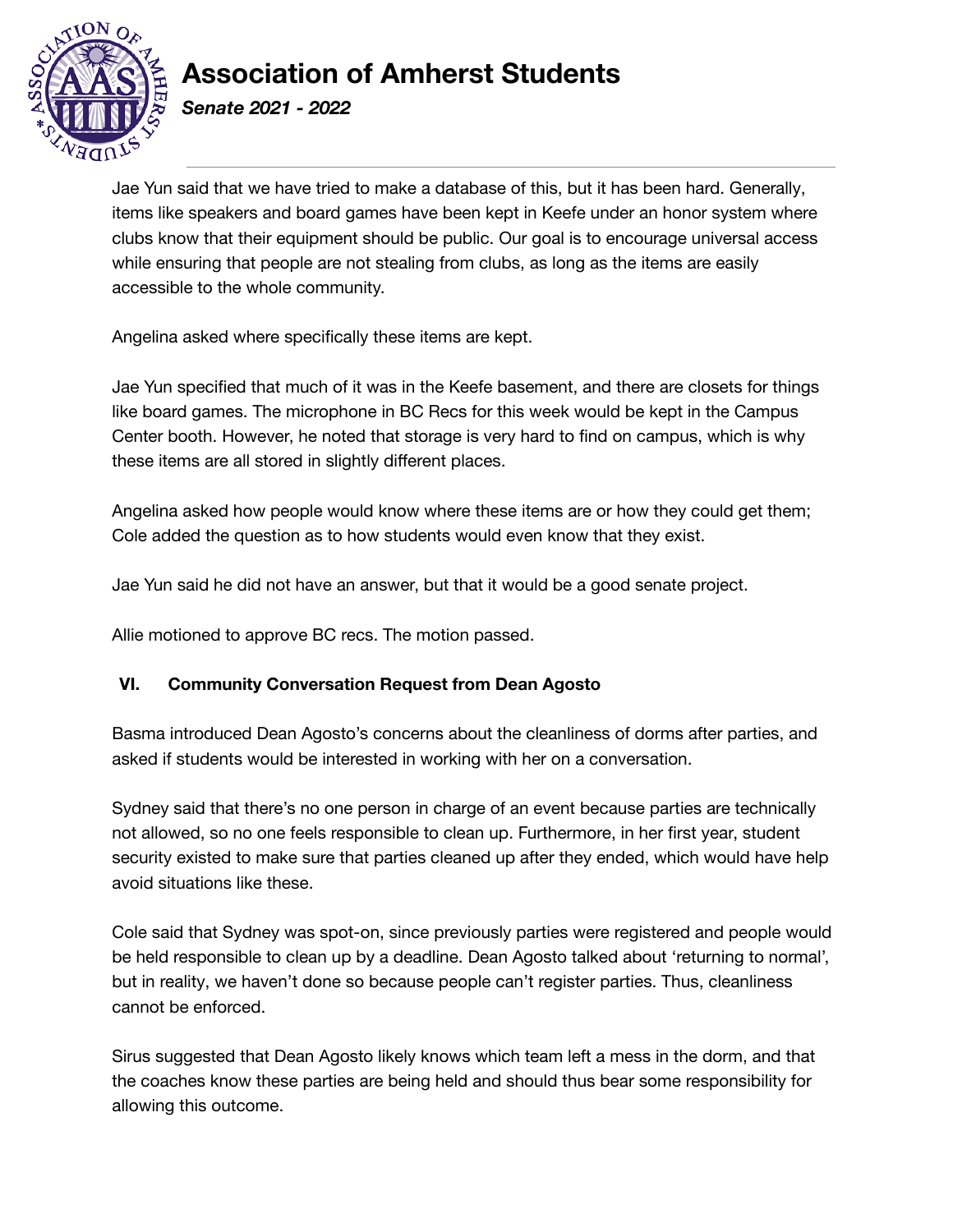Jae Yun said that we have tried to make a database of this, but it has been hard. Generally, items like speakers and board games have been kept in Keefe under an honor system where clubs know that their equipment should be public. Our goal is to encourage universal access while ensuring that people are not stealing from clubs, as long as the items are easily accessible to the whole community.

Angelina asked where specifically these items are kept.

Jae Yun specified that much of it was in the Keefe basement, and there are closets for things like board games. The microphone in BC Recs for this week would be kept in the Campus Center booth. However, he noted that storage is very hard to find on campus, which is why these items are all stored in slightly different places.

Angelina asked how people would know where these items are or how they could get them; Cole added the question as to how students would even know that they exist.

Jae Yun said he did not have an answer, but that it would be a good senate project.

Allie motioned to approve BC recs. The motion passed.

## VI. Community Conversation Request from Dean Agosto

Basma introduced Dean Agosto's concerns about the cleanliness of dorms after parties, and asked if students would be interested in working with her on a conversation.

Sydney said that there's no one person in charge of an event because parties are technically not allowed, so no one feels responsible to clean up. Furthermore, in her first year, student security existed to make sure that parties cleaned up after they ended, which would have help avoid situations like these.

Cole said that Sydney was spot-on, since previously parties were registered and people would be held responsible to clean up by a deadline. Dean Agosto talked about 'returning to normal', but in reality, we haven't done so because people can't register parties. Thus, cleanliness cannot be enforced.

Sirus suggested that Dean Agosto likely knows which team left a mess in the dorm, and that the coaches know these parties are being held and should thus bear some responsibility for allowing this outcome.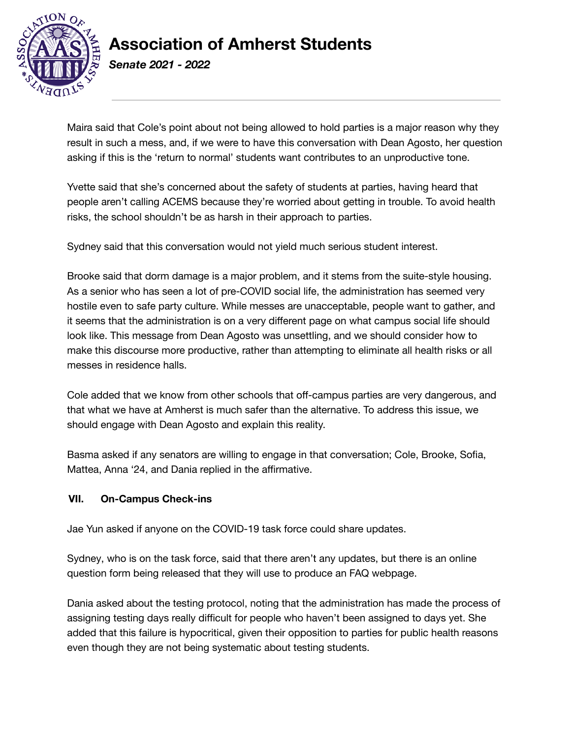Maira said that Cole's point about not being allowed to hold parties is a major reason why they result in such a mess, and, if we were to have this conversation with Dean Agosto, her question asking if this is the 'return to normal' students want contributes to an unproductive tone.

Yvette said that she's concerned about the safety of students at parties, having heard that people aren't calling ACEMS because they're worried about getting in trouble. To avoid health risks, the school shouldn't be as harsh in their approach to parties.

Sydney said that this conversation would not yield much serious student interest.

Brooke said that dorm damage is a major problem, and it stems from the suite-style housing. As a senior who has seen a lot of pre-COVID social life, the administration has seemed very hostile even to safe party culture. While messes are unacceptable, people want to gather, and it seems that the administration is on a very different page on what campus social life should look like. This message from Dean Agosto was unsettling, and we should consider how to make this discourse more productive, rather than attempting to eliminate all health risks or all messes in residence halls.

Cole added that we know from other schools that off-campus parties are very dangerous, and that what we have at Amherst is much safer than the alternative. To address this issue, we should engage with Dean Agosto and explain this reality.

Basma asked if any senators are willing to engage in that conversation; Cole, Brooke, Sofia, Mattea, Anna '24, and Dania replied in the affirmative.

### VII. On-Campus Check-ins

Jae Yun asked if anyone on the COVID-19 task force could share updates.

Sydney, who is on the task force, said that there aren't any updates, but there is an online question form being released that they will use to produce an FAQ webpage.

Dania asked about the testing protocol, noting that the administration has made the process of assigning testing days really difficult for people who haven't been assigned to days yet. She added that this failure is hypocritical, given their opposition to parties for public health reasons even though they are not being systematic about testing students.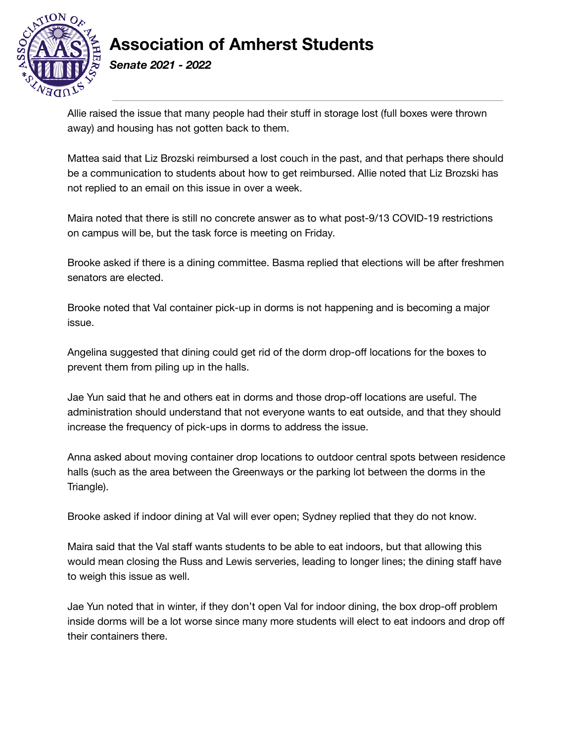Allie raised the issue that many people had their stuff in storage lost (full boxes were thrown away) and housing has not gotten back to them.

Mattea said that Liz Brozski reimbursed a lost couch in the past, and that perhaps there should be a communication to students about how to get reimbursed. Allie noted that Liz Brozski has not replied to an email on this issue in over a week.

Maira noted that there is still no concrete answer as to what post-9/13 COVID-19 restrictions on campus will be, but the task force is meeting on Friday.

Brooke asked if there is a dining committee. Basma replied that elections will be after freshmen senators are elected.

Brooke noted that Val container pick-up in dorms is not happening and is becoming a major issue.

Angelina suggested that dining could get rid of the dorm drop-off locations for the boxes to prevent them from piling up in the halls.

Jae Yun said that he and others eat in dorms and those drop-off locations are useful. The administration should understand that not everyone wants to eat outside, and that they should increase the frequency of pick-ups in dorms to address the issue.

Anna asked about moving container drop locations to outdoor central spots between residence halls (such as the area between the Greenways or the parking lot between the dorms in the Triangle).

Brooke asked if indoor dining at Val will ever open; Sydney replied that they do not know.

Maira said that the Val staff wants students to be able to eat indoors, but that allowing this would mean closing the Russ and Lewis serveries, leading to longer lines; the dining staff have to weigh this issue as well.

Jae Yun noted that in winter, if they don't open Val for indoor dining, the box drop-off problem inside dorms will be a lot worse since many more students will elect to eat indoors and drop off their containers there.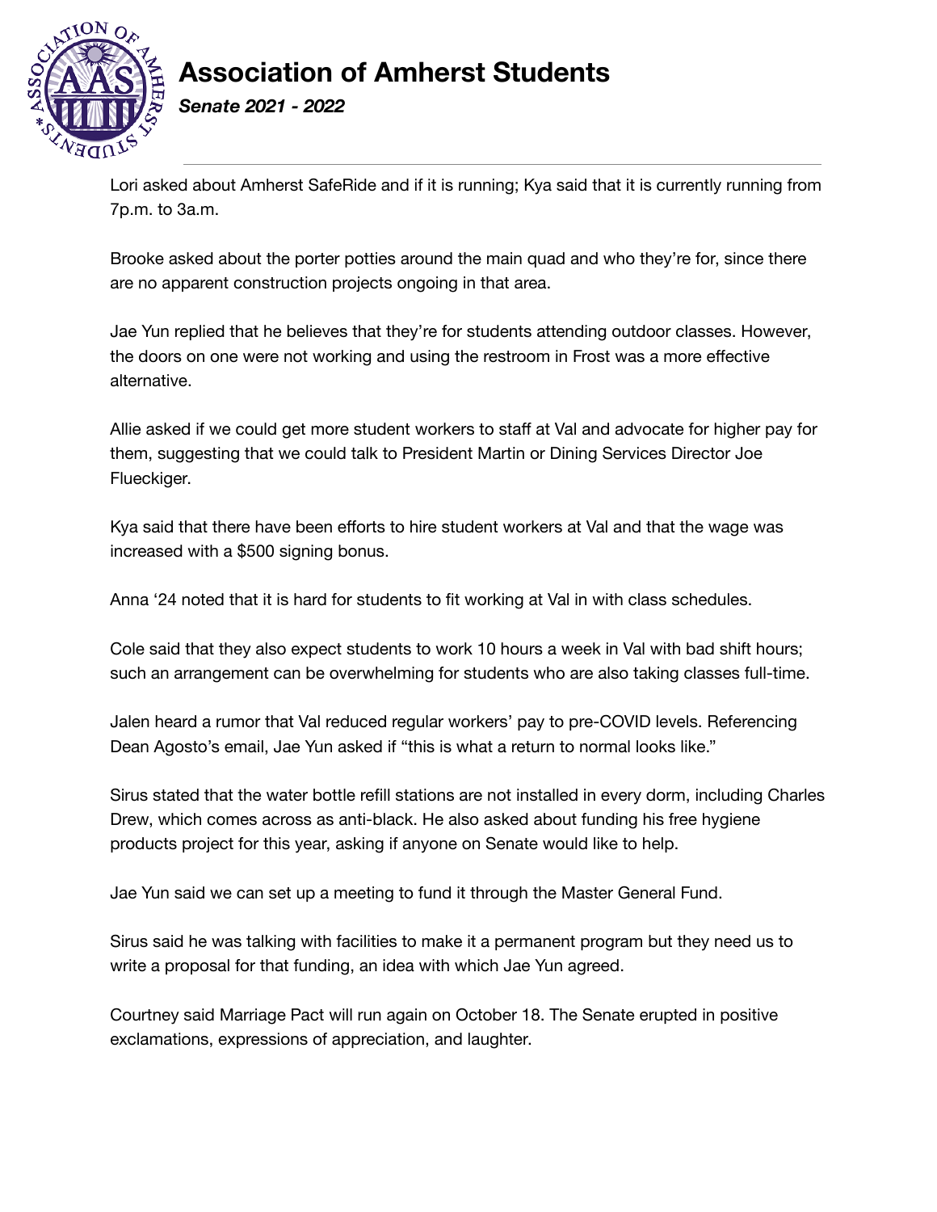Lori asked about Amherst SafeRide and if it is running; Kya said that it is currently running from 7p.m. to 3a.m.

Brooke asked about the porter potties around the main quad and who they're for, since there are no apparent construction projects ongoing in that area.

Jae Yun replied that he believes that they're for students attending outdoor classes. However, the doors on one were not working and using the restroom in Frost was a more effective alternative.

Allie asked if we could get more student workers to staff at Val and advocate for higher pay for them, suggesting that we could talk to President Martin or Dining Services Director Joe Flueckiger.

Kya said that there have been efforts to hire student workers at Val and that the wage was increased with a $500 signing bonus.

Anna '24 noted that it is hard for students to fit working at Val in with class schedules.

Cole said that they also expect students to work 10 hours a week in Val with bad shift hours; such an arrangement can be overwhelming for students who are also taking classes full-time.

Jalen heard a rumor that Val reduced regular workers' pay to pre-COVID levels. Referencing Dean Agosto's email, Jae Yun asked if "this is what a return to normal looks like."

Sirus stated that the water bottle refill stations are not installed in every dorm, including Charles Drew, which comes across as anti-black. He also asked about funding his free hygiene products project for this year, asking if anyone on Senate would like to help.

Jae Yun said we can set up a meeting to fund it through the Master General Fund.

Sirus said he was talking with facilities to make it a permanent program but they need us to write a proposal for that funding, an idea with which Jae Yun agreed.

Courtney said Marriage Pact will run again on October 18. The Senate erupted in positive exclamations, expressions of appreciation, and laughter.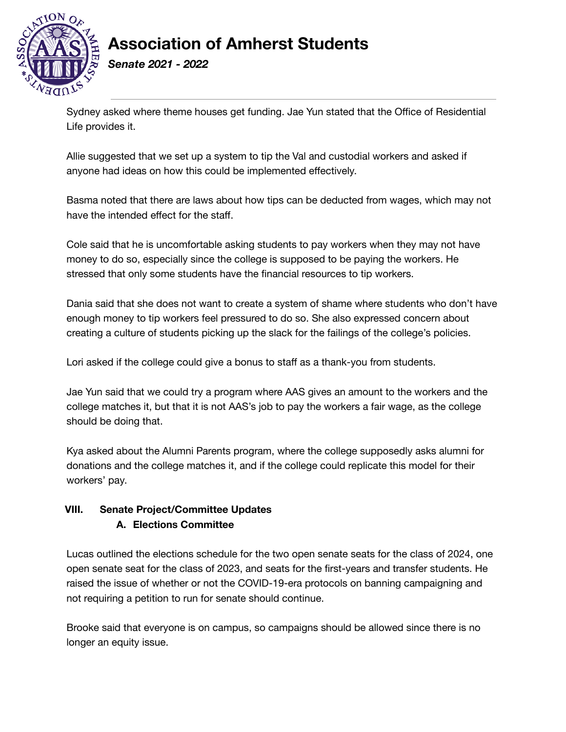Sydney asked where theme houses get funding. Jae Yun stated that the Office of Residential Life provides it.

Allie suggested that we set up a system to tip the Val and custodial workers and asked if anyone had ideas on how this could be implemented effectively.

Basma noted that there are laws about how tips can be deducted from wages, which may not have the intended effect for the staff.

Cole said that he is uncomfortable asking students to pay workers when they may not have money to do so, especially since the college is supposed to be paying the workers. He stressed that only some students have the financial resources to tip workers.

Dania said that she does not want to create a system of shame where students who don't have enough money to tip workers feel pressured to do so. She also expressed concern about creating a culture of students picking up the slack for the failings of the college's policies.

Lori asked if the college could give a bonus to staff as a thank-you from students.

Jae Yun said that we could try a program where AAS gives an amount to the workers and the college matches it, but that it is not AAS's job to pay the workers a fair wage, as the college should be doing that.

Kya asked about the Alumni Parents program, where the college supposedly asks alumni for donations and the college matches it, and if the college could replicate this model for their workers' pay.

## VIII. Senate Project/Committee Updates

### A. Elections Committee

Lucas outlined the elections schedule for the two open senate seats for the class of 2024, one open senate seat for the class of 2023, and seats for the first-years and transfer students. He raised the issue of whether or not the COVID-19-era protocols on banning campaigning and not requiring a petition to run for senate should continue.

Brooke said that everyone is on campus, so campaigns should be allowed since there is no longer an equity issue.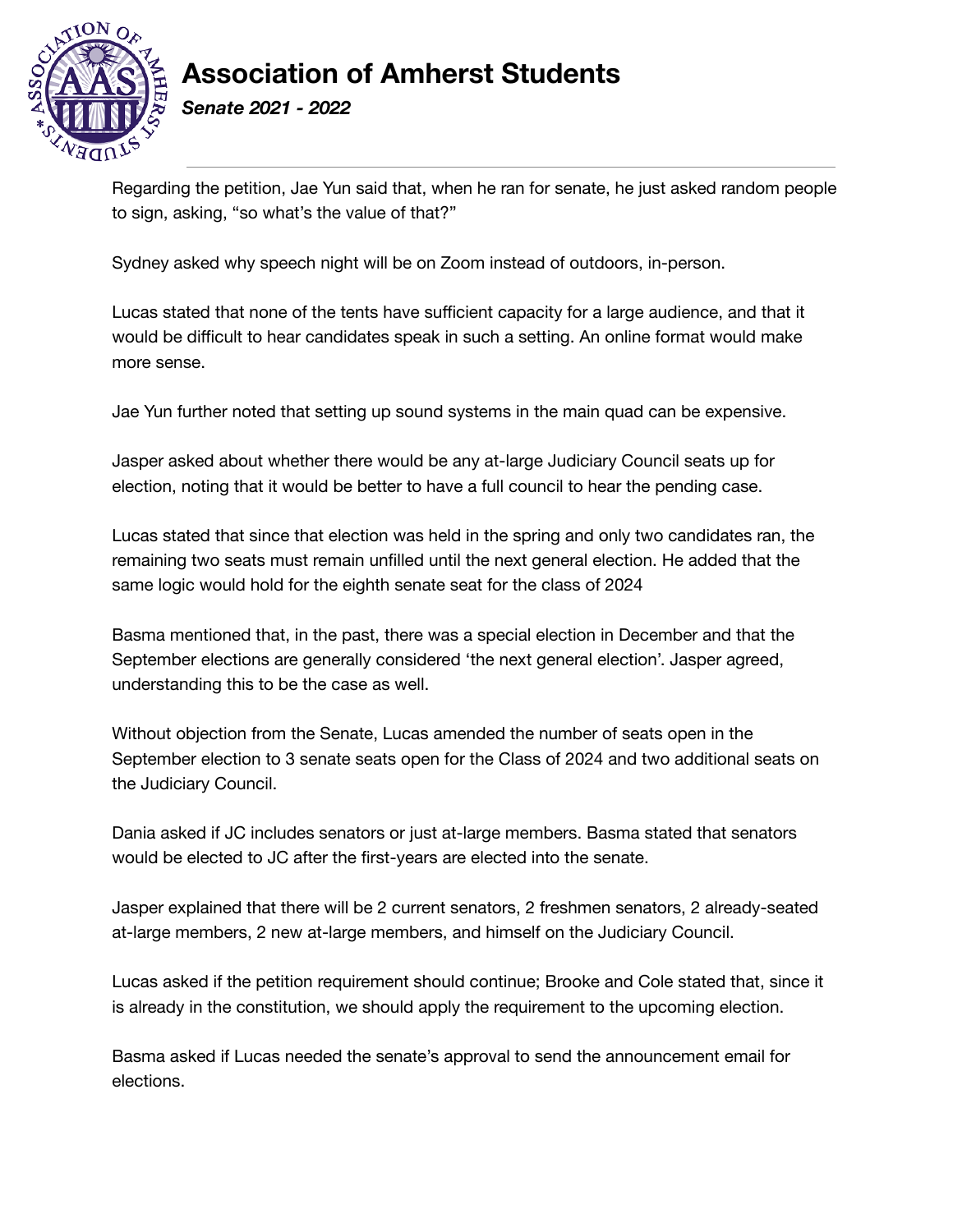Regarding the petition, Jae Yun said that, when he ran for senate, he just asked random people to sign, asking, "so what's the value of that?"

Sydney asked why speech night will be on Zoom instead of outdoors, in-person.

Lucas stated that none of the tents have sufficient capacity for a large audience, and that it would be difficult to hear candidates speak in such a setting. An online format would make more sense.

Jae Yun further noted that setting up sound systems in the main quad can be expensive.

Jasper asked about whether there would be any at-large Judiciary Council seats up for election, noting that it would be better to have a full council to hear the pending case.

Lucas stated that since that election was held in the spring and only two candidates ran, the remaining two seats must remain unfilled until the next general election. He added that the same logic would hold for the eighth senate seat for the class of 2024

Basma mentioned that, in the past, there was a special election in December and that the September elections are generally considered 'the next general election'. Jasper agreed, understanding this to be the case as well.

Without objection from the Senate, Lucas amended the number of seats open in the September election to 3 senate seats open for the Class of 2024 and two additional seats on the Judiciary Council.

Dania asked if JC includes senators or just at-large members. Basma stated that senators would be elected to JC after the first-years are elected into the senate.

Jasper explained that there will be 2 current senators, 2 freshmen senators, 2 already-seated at-large members, 2 new at-large members, and himself on the Judiciary Council.

Lucas asked if the petition requirement should continue; Brooke and Cole stated that, since it is already in the constitution, we should apply the requirement to the upcoming election.

Basma asked if Lucas needed the senate's approval to send the announcement email for elections.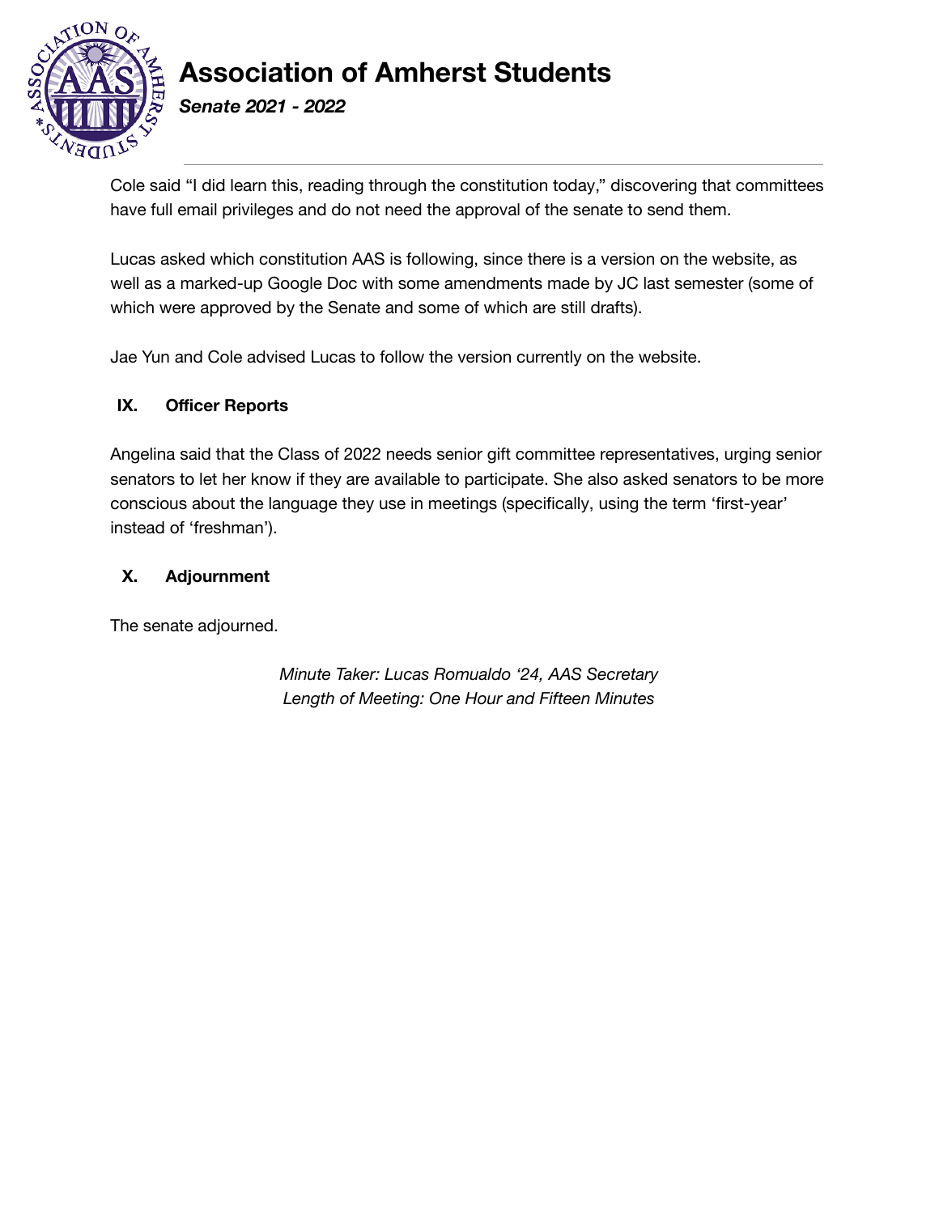Cole said "I did learn this, reading through the constitution today," discovering that committees have full email privileges and do not need the approval of the senate to send them.

Lucas asked which constitution AAS is following, since there is a version on the website, as well as a marked-up Google Doc with some amendments made by JC last semester (some of which were approved by the Senate and some of which are still drafts).

Jae Yun and Cole advised Lucas to follow the version currently on the website.

## IX. Officer Reports

Angelina said that the Class of 2022 needs senior gift committee representatives, urging senior senators to let her know if they are available to participate. She also asked senators to be more conscious about the language they use in meetings (specifically, using the term 'first-year' instead of 'freshman').

## X. Adjournment

The senate adjourned.

*Minute Taker: Lucas Romualdo '24, AAS Secretary*
*Length of Meeting: One Hour and Fifteen Minutes*